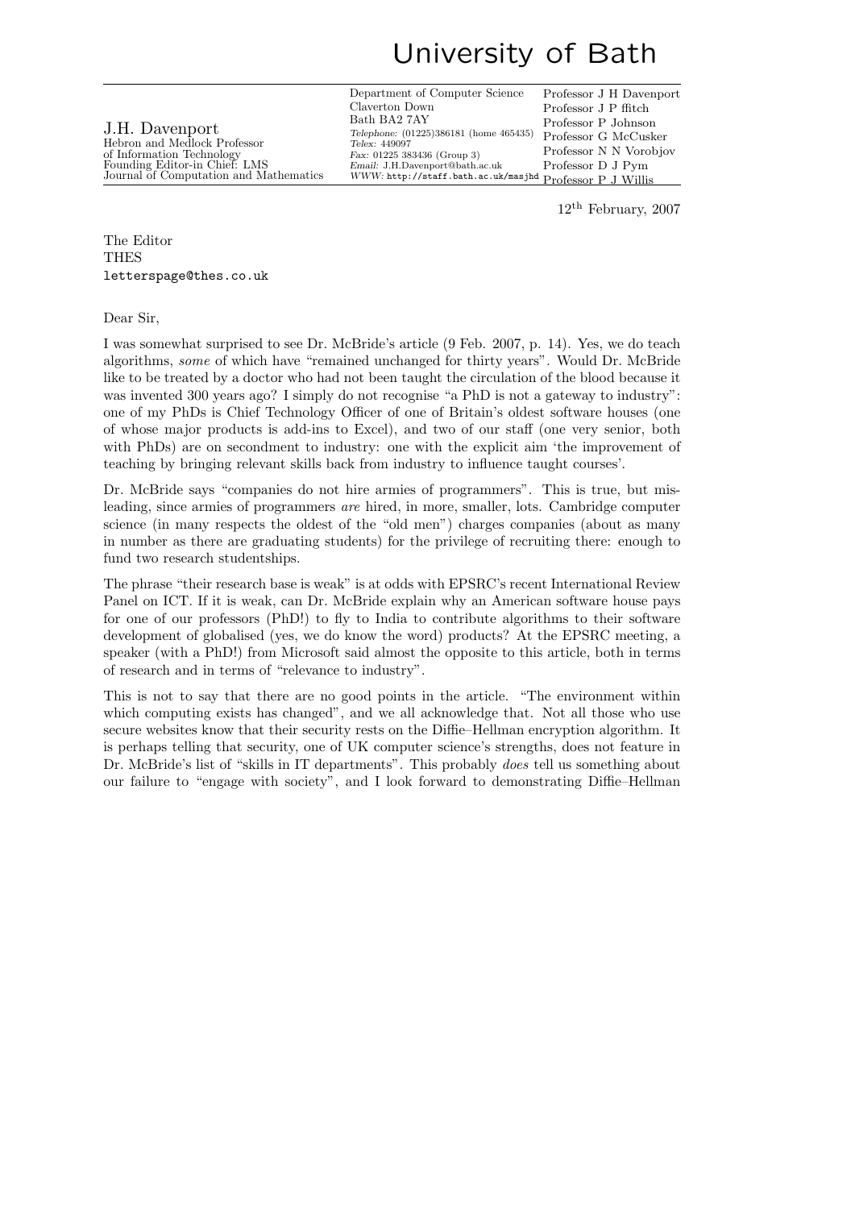# University of Bath

J.H. Davenport
Hebron and Medlock Professor
of Information Technology
Founding Editor-in Chief: LMS
Journal of Computation and Mathematics

Department of Computer Science
Claverton Down
Bath BA2 7AY
*Telephone:* (01225)386181 (home 465435)
*Telex:* 449097
*Fax:* 01225 383436 (Group 3)
*Email:* J.H.Davenport@bath.ac.uk
*WWW:* `http://staff.bath.ac.uk/masjhd`

Professor J H Davenport
Professor J P ffitch
Professor P Johnson
Professor G McCusker
Professor N N Vorobjov
Professor D J Pym
Professor P J Willis

12th February, 2007

The Editor
THES
`letterspage@thes.co.uk`

Dear Sir,

I was somewhat surprised to see Dr. McBride's article (9 Feb. 2007, p. 14). Yes, we do teach algorithms, *some* of which have "remained unchanged for thirty years". Would Dr. McBride like to be treated by a doctor who had not been taught the circulation of the blood because it was invented 300 years ago? I simply do not recognise "a PhD is not a gateway to industry": one of my PhDs is Chief Technology Officer of one of Britain's oldest software houses (one of whose major products is add-ins to Excel), and two of our staff (one very senior, both with PhDs) are on secondment to industry: one with the explicit aim 'the improvement of teaching by bringing relevant skills back from industry to influence taught courses'.

Dr. McBride says "companies do not hire armies of programmers". This is true, but misleading, since armies of programmers *are* hired, in more, smaller, lots. Cambridge computer science (in many respects the oldest of the "old men") charges companies (about as many in number as there are graduating students) for the privilege of recruiting there: enough to fund two research studentships.

The phrase "their research base is weak" is at odds with EPSRC's recent International Review Panel on ICT. If it is weak, can Dr. McBride explain why an American software house pays for one of our professors (PhD!) to fly to India to contribute algorithms to their software development of globalised (yes, we do know the word) products? At the EPSRC meeting, a speaker (with a PhD!) from Microsoft said almost the opposite to this article, both in terms of research and in terms of "relevance to industry".

This is not to say that there are no good points in the article. "The environment within which computing exists has changed", and we all acknowledge that. Not all those who use secure websites know that their security rests on the Diffie–Hellman encryption algorithm. It is perhaps telling that security, one of UK computer science's strengths, does not feature in Dr. McBride's list of "skills in IT departments". This probably *does* tell us something about our failure to "engage with society", and I look forward to demonstrating Diffie–Hellman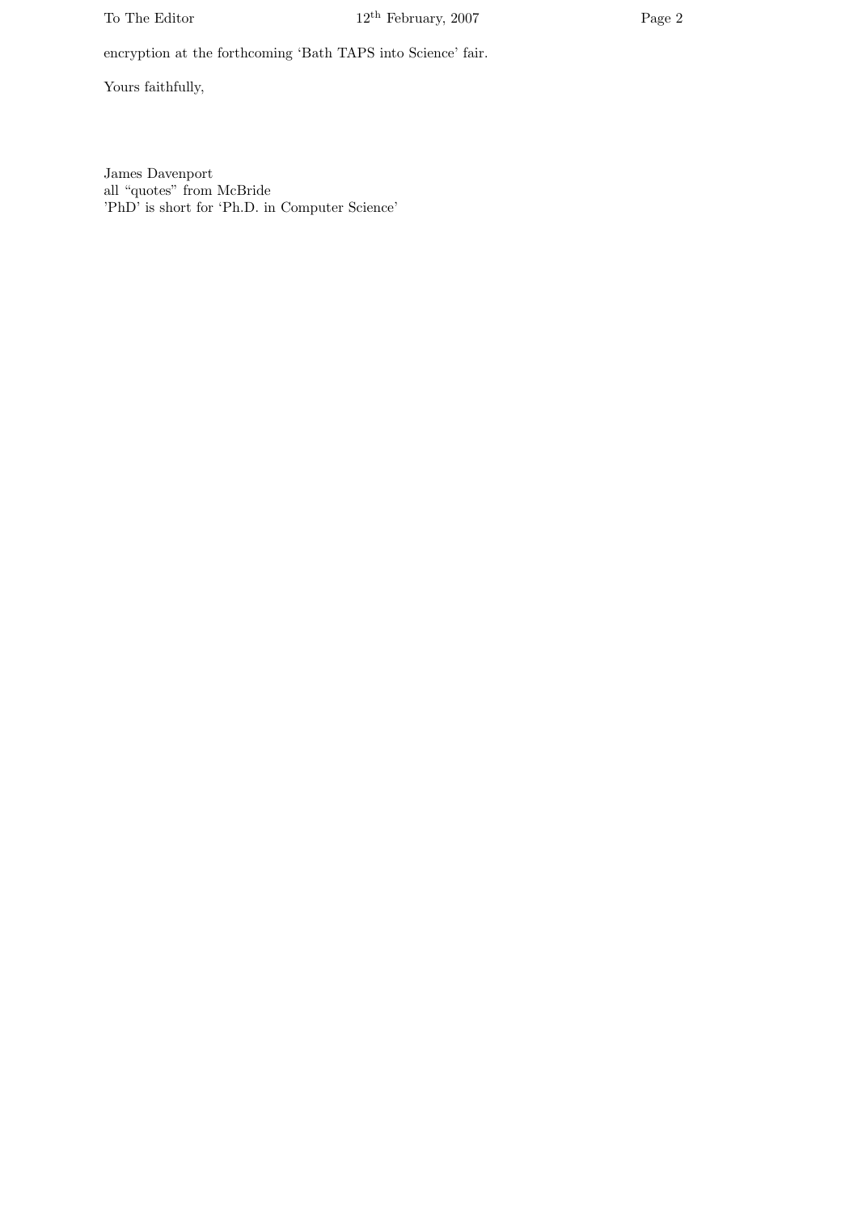encryption at the forthcoming ‘Bath TAPS into Science’ fair.

Yours faithfully,

James Davenport
all “quotes” from McBride
’PhD’ is short for ‘Ph.D. in Computer Science’